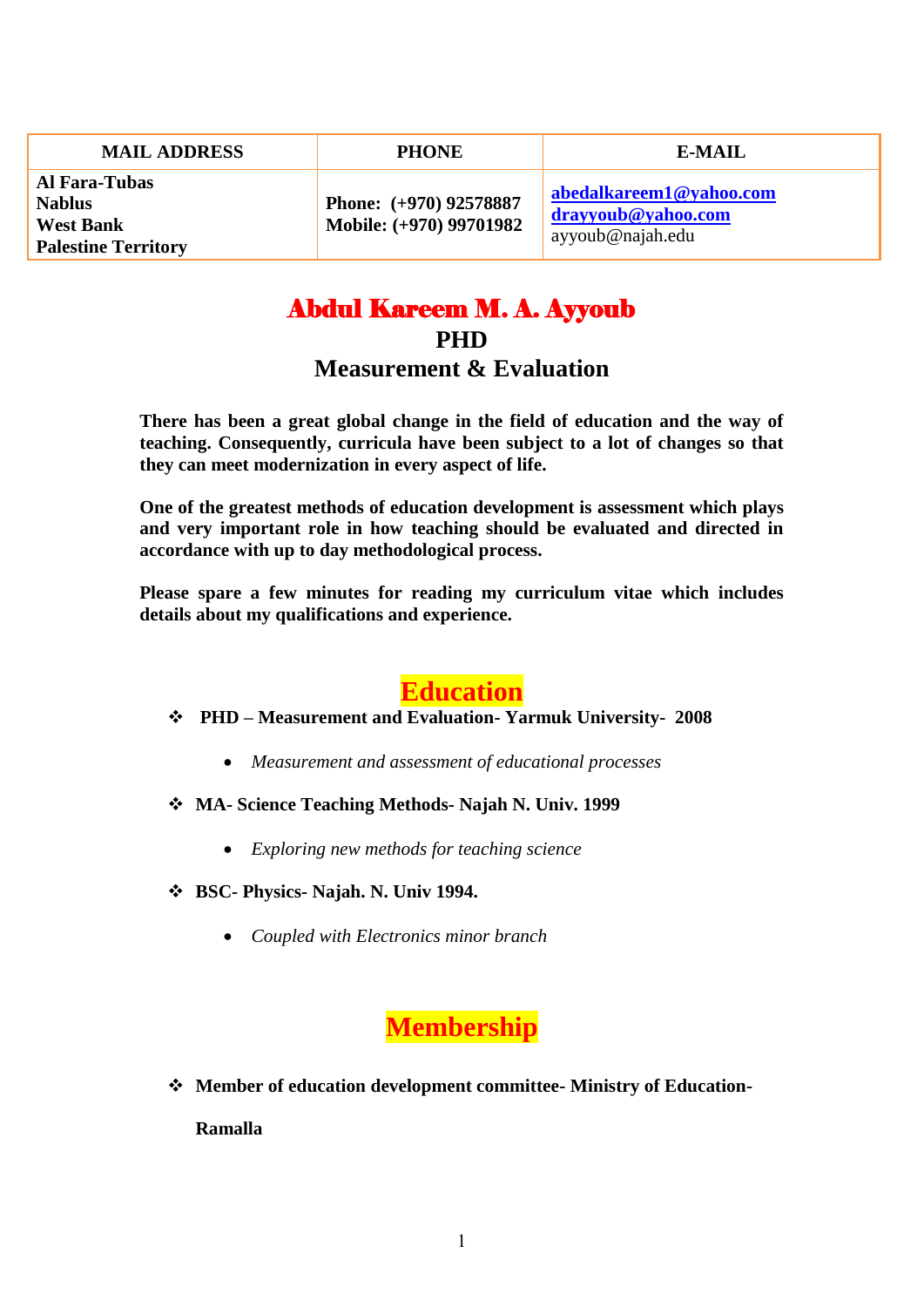| MAIL ADDRESS | PHONE | E-MAIL |
|---|---|---|
| **Al Fara-Tubas**<br>**Nablus**<br>**West Bank**<br>**Palestine Territory** | **Phone: (+970) 92578887**<br>**Mobile: (+970) 99701982** | **abedalkareem1@yahoo.com**<br>**drayyoub@yahoo.com**<br>ayyoub@najah.edu |

# Abdul Kareem M. A. Ayyoub

## PHD

## Measurement & Evaluation

**There has been a great global change in the field of education and the way of teaching. Consequently, curricula have been subject to a lot of changes so that they can meet modernization in every aspect of life.**

**One of the greatest methods of education development is assessment which plays and very important role in how teaching should be evaluated and directed in accordance with up to day methodological process.**

**Please spare a few minutes for reading my curriculum vitae which includes details about my qualifications and experience.**

## Education

- **PHD – Measurement and Evaluation- Yarmuk University- 2008**
  - *Measurement and assessment of educational processes*
- **MA- Science Teaching Methods- Najah N. Univ. 1999**
  - *Exploring new methods for teaching science*
- **BSC- Physics- Najah. N. Univ 1994.**
  - *Coupled with Electronics minor branch*

## Membership

- **Member of education development committee- Ministry of Education- Ramalla**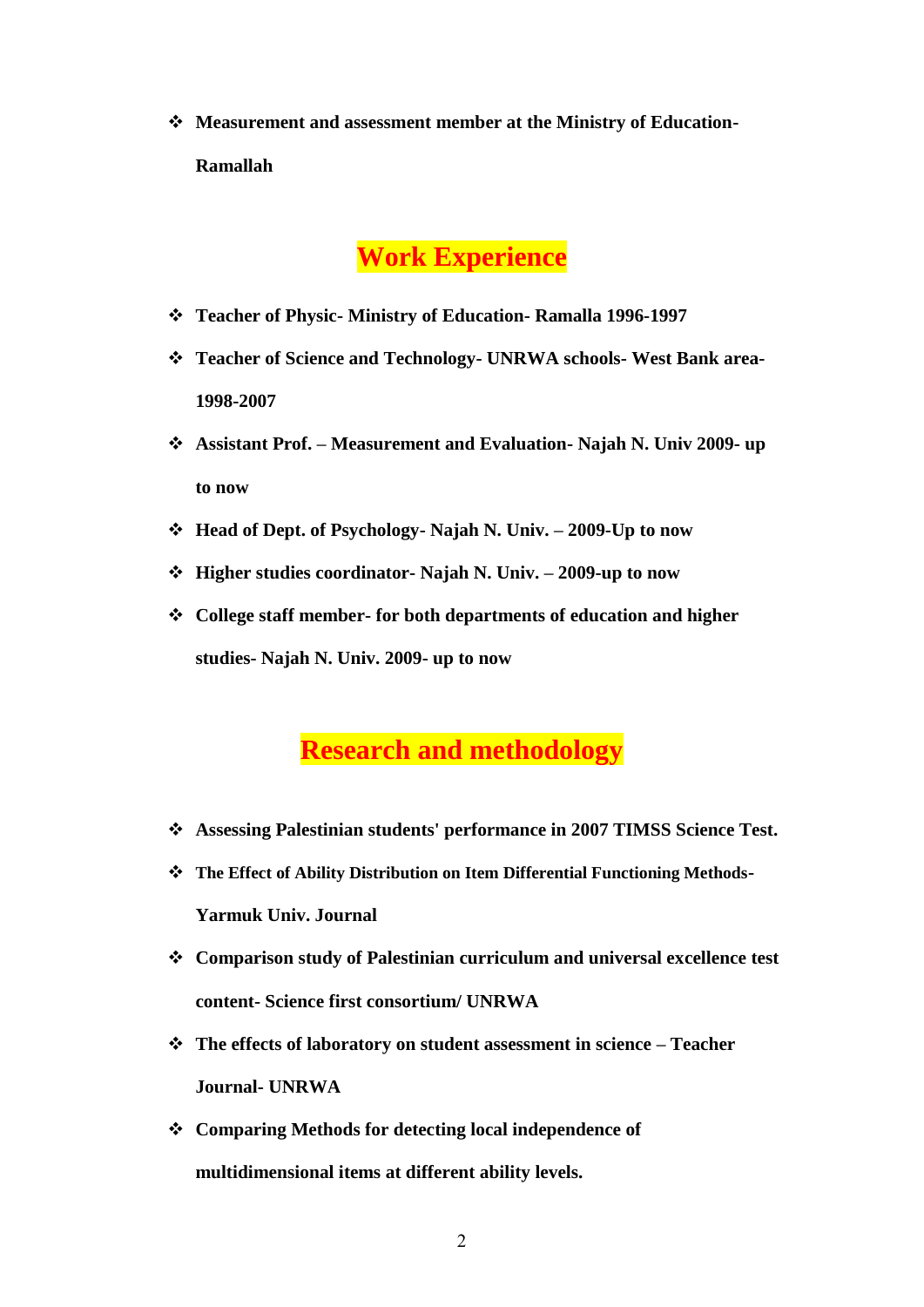- **Measurement and assessment member at the Ministry of Education- Ramallah**

## Work Experience

- **Teacher of Physic- Ministry of Education- Ramalla 1996-1997**
- **Teacher of Science and Technology- UNRWA schools- West Bank area- 1998-2007**
- **Assistant Prof. – Measurement and Evaluation- Najah N. Univ 2009- up to now**
- **Head of Dept. of Psychology- Najah N. Univ. – 2009-Up to now**
- **Higher studies coordinator- Najah N. Univ. – 2009-up to now**
- **College staff member- for both departments of education and higher studies- Najah N. Univ. 2009- up to now**

## Research and methodology

- **Assessing Palestinian students' performance in 2007 TIMSS Science Test.**
- **The Effect of Ability Distribution on Item Differential Functioning Methods- Yarmuk Univ. Journal**
- **Comparison study of Palestinian curriculum and universal excellence test content- Science first consortium/ UNRWA**
- **The effects of laboratory on student assessment in science – Teacher Journal- UNRWA**
- **Comparing Methods for detecting local independence of multidimensional items at different ability levels.**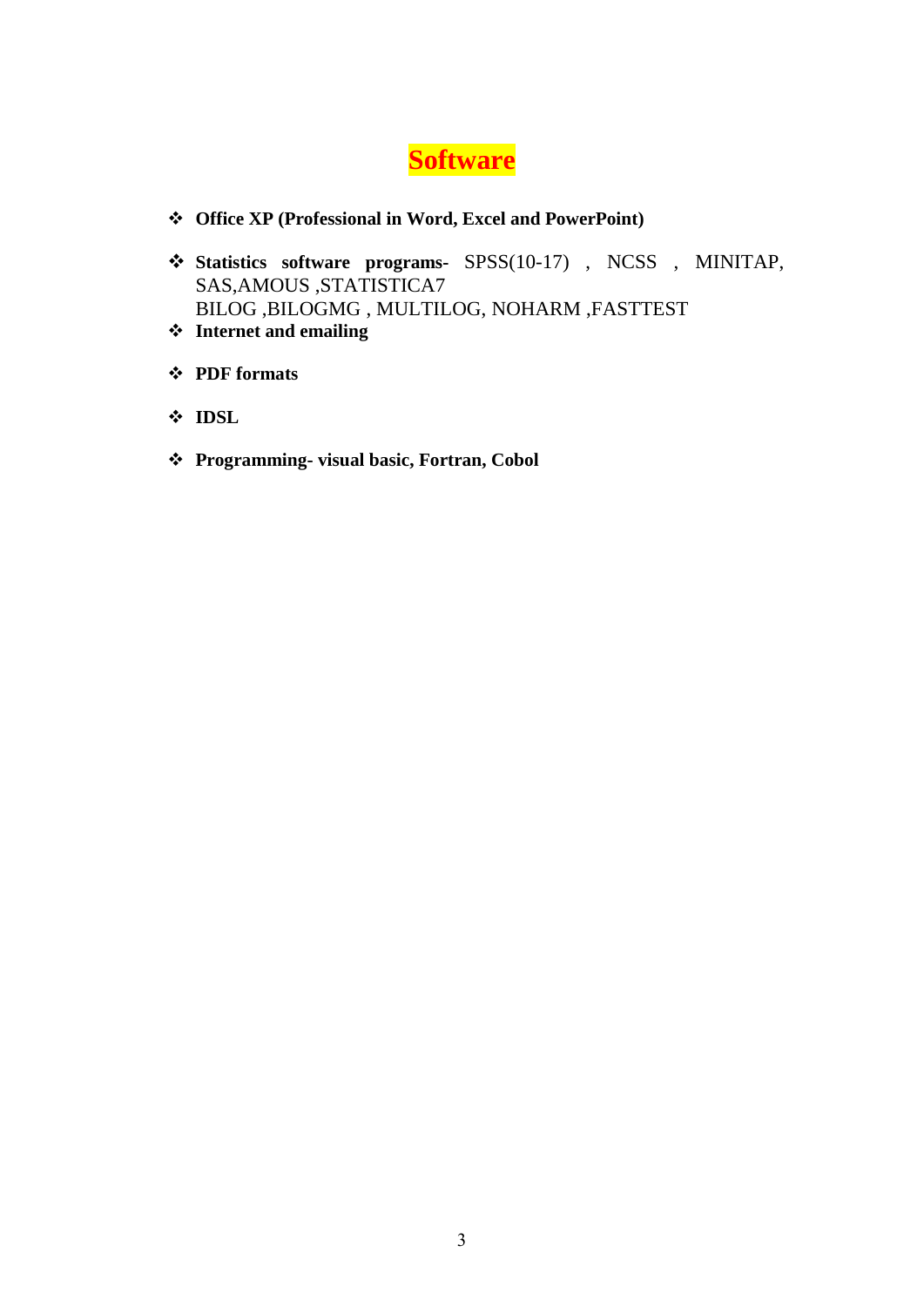# Software

- **Office XP (Professional in Word, Excel and PowerPoint)**
- **Statistics software programs-** SPSS(10-17) , NCSS , MINITAP, SAS,AMOUS ,STATISTICA7
  BILOG ,BILOGMG , MULTILOG, NOHARM ,FASTTEST
- **Internet and emailing**
- **PDF formats**
- **IDSL**
- **Programming- visual basic, Fortran, Cobol**